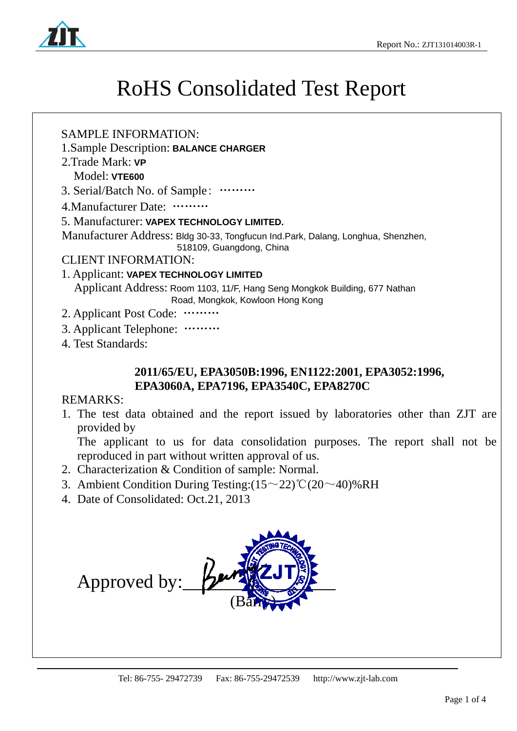# RoHS Consolidated Test Report

SAMPLE INFORMATION:

1.Sample Description: **BALANCE CHARGER**

2.Trade Mark: **VP**

Model: **VTE600**

3. Serial/Batch No. of Sample：………

4.Manufacturer Date: ………

5. Manufacturer: **VAPEX TECHNOLOGY LIMITED.**

Manufacturer Address: Bldg 30-33, Tongfucun Ind.Park, Dalang, Longhua, Shenzhen, 518109, Guangdong, China

CLIENT INFORMATION:

1. Applicant: **VAPEX TECHNOLOGY LIMITED**

Applicant Address: Room 1103, 11/F, Hang Seng Mongkok Building, 677 Nathan Road, Mongkok, Kowloon Hong Kong

2. Applicant Post Code: ………

3. Applicant Telephone: ………

4. Test Standards:

**2011/65/EU, EPA3050B:1996, EN1122:2001, EPA3052:1996, EPA3060A, EPA7196, EPA3540C, EPA8270C**

REMARKS:

1. The test data obtained and the report issued by laboratories other than ZJT are provided by
   The applicant to us for data consolidation purposes. The report shall not be reproduced in part without written approval of us.
2. Characterization & Condition of sample: Normal.
3. Ambient Condition During Testing:(15～22)℃(20～40)%RH
4. Date of Consolidated: Oct.21, 2013

Approved by: ____________
(Barry)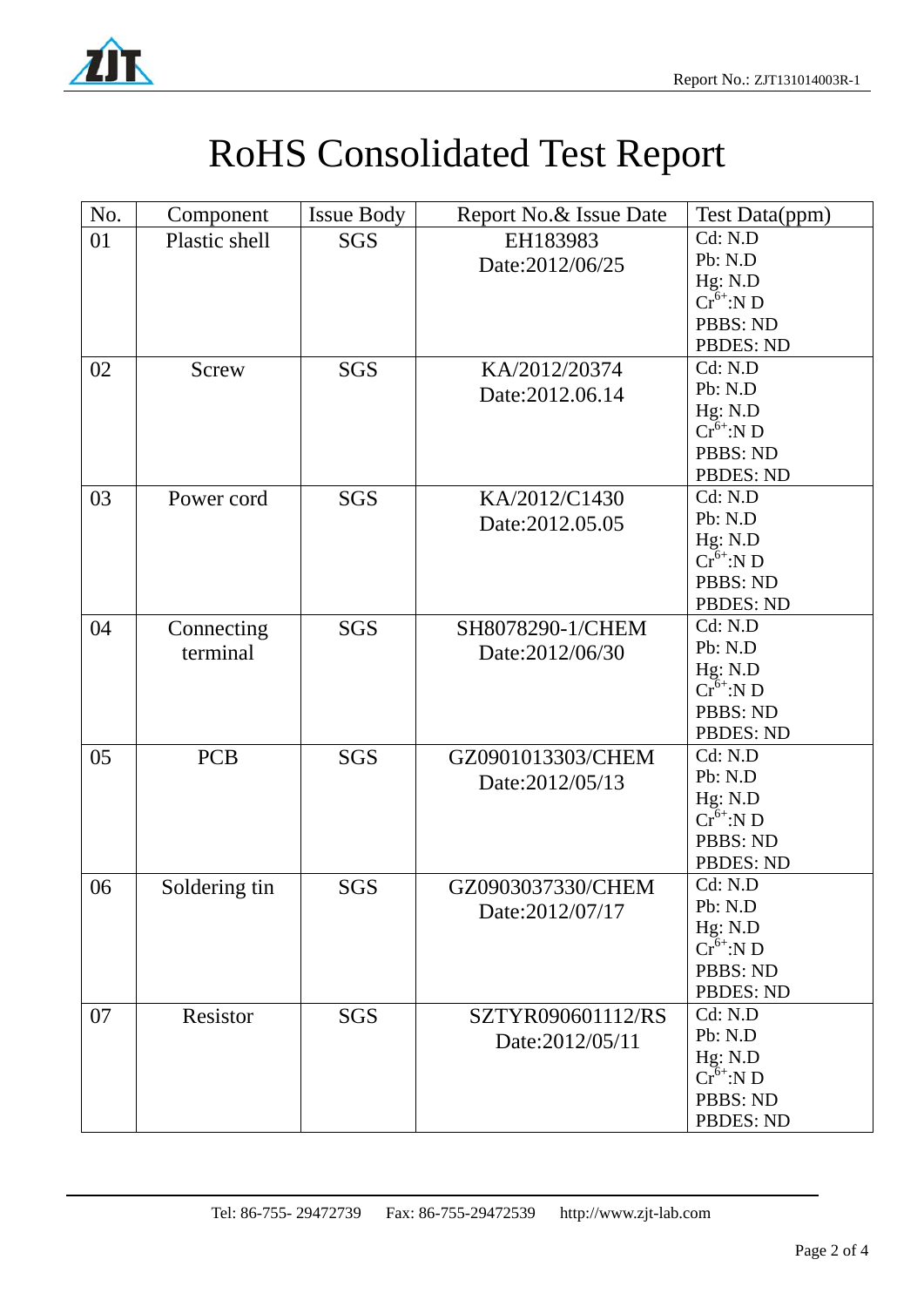# RoHS Consolidated Test Report

| No. | Component | Issue Body | Report No.& Issue Date | Test Data(ppm) |
|---|---|---|---|---|
| 01 | Plastic shell | SGS | EH183983<br>Date:2012/06/25 | Cd: N.D<br>Pb: N.D<br>Hg: N.D<br>$Cr^{6+}$:N D<br>PBBS: ND<br>PBDES: ND |
| 02 | Screw | SGS | KA/2012/20374<br>Date:2012.06.14 | Cd: N.D<br>Pb: N.D<br>Hg: N.D<br>$Cr^{6+}$:N D<br>PBBS: ND<br>PBDES: ND |
| 03 | Power cord | SGS | KA/2012/C1430<br>Date:2012.05.05 | Cd: N.D<br>Pb: N.D<br>Hg: N.D<br>$Cr^{6+}$:N D<br>PBBS: ND<br>PBDES: ND |
| 04 | Connecting terminal | SGS | SH8078290-1/CHEM<br>Date:2012/06/30 | Cd: N.D<br>Pb: N.D<br>Hg: N.D<br>$Cr^{6+}$:N D<br>PBBS: ND<br>PBDES: ND |
| 05 | PCB | SGS | GZ0901013303/CHEM<br>Date:2012/05/13 | Cd: N.D<br>Pb: N.D<br>Hg: N.D<br>$Cr^{6+}$:N D<br>PBBS: ND<br>PBDES: ND |
| 06 | Soldering tin | SGS | GZ0903037330/CHEM<br>Date:2012/07/17 | Cd: N.D<br>Pb: N.D<br>Hg: N.D<br>$Cr^{6+}$:N D<br>PBBS: ND<br>PBDES: ND |
| 07 | Resistor | SGS | SZTYR090601112/RS<br>Date:2012/05/11 | Cd: N.D<br>Pb: N.D<br>Hg: N.D<br>$Cr^{6+}$:N D<br>PBBS: ND<br>PBDES: ND |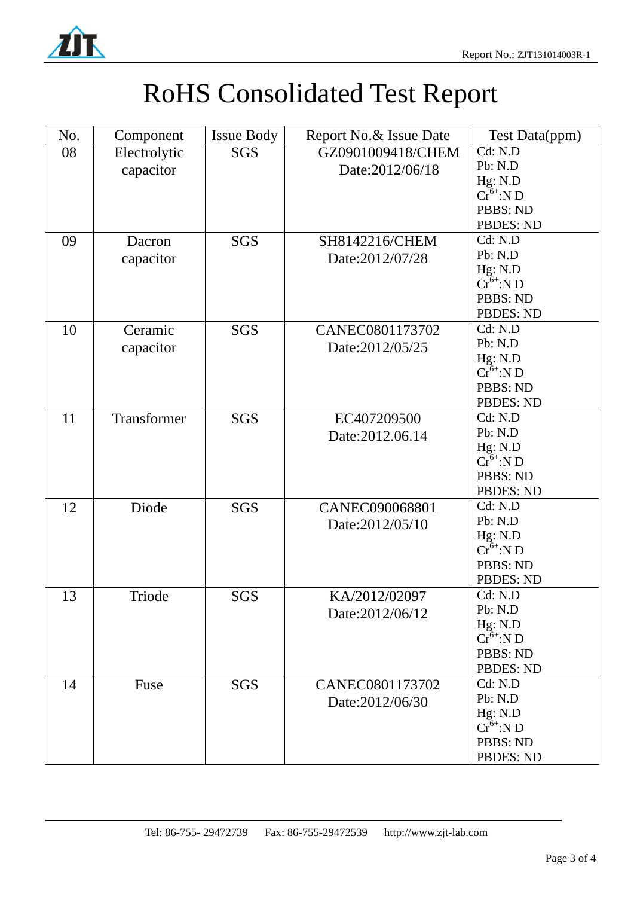# RoHS Consolidated Test Report

| No. | Component | Issue Body | Report No.& Issue Date | Test Data(ppm) |
|---|---|---|---|---|
| 08 | Electrolytic capacitor | SGS | GZ0901009418/CHEM Date:2012/06/18 | Cd: N.D<br>Pb: N.D<br>Hg: N.D<br>$Cr^{6+}$:N D<br>PBBS: ND<br>PBDES: ND |
| 09 | Dacron capacitor | SGS | SH8142216/CHEM Date:2012/07/28 | Cd: N.D<br>Pb: N.D<br>Hg: N.D<br>$Cr^{6+}$:N D<br>PBBS: ND<br>PBDES: ND |
| 10 | Ceramic capacitor | SGS | CANEC0801173702 Date:2012/05/25 | Cd: N.D<br>Pb: N.D<br>Hg: N.D<br>$Cr^{6+}$:N D<br>PBBS: ND<br>PBDES: ND |
| 11 | Transformer | SGS | EC407209500 Date:2012.06.14 | Cd: N.D<br>Pb: N.D<br>Hg: N.D<br>$Cr^{6+}$:N D<br>PBBS: ND<br>PBDES: ND |
| 12 | Diode | SGS | CANEC090068801 Date:2012/05/10 | Cd: N.D<br>Pb: N.D<br>Hg: N.D<br>$Cr^{6+}$:N D<br>PBBS: ND<br>PBDES: ND |
| 13 | Triode | SGS | KA/2012/02097 Date:2012/06/12 | Cd: N.D<br>Pb: N.D<br>Hg: N.D<br>$Cr^{6+}$:N D<br>PBBS: ND<br>PBDES: ND |
| 14 | Fuse | SGS | CANEC0801173702 Date:2012/06/30 | Cd: N.D<br>Pb: N.D<br>Hg: N.D<br>$Cr^{6+}$:N D<br>PBBS: ND<br>PBDES: ND |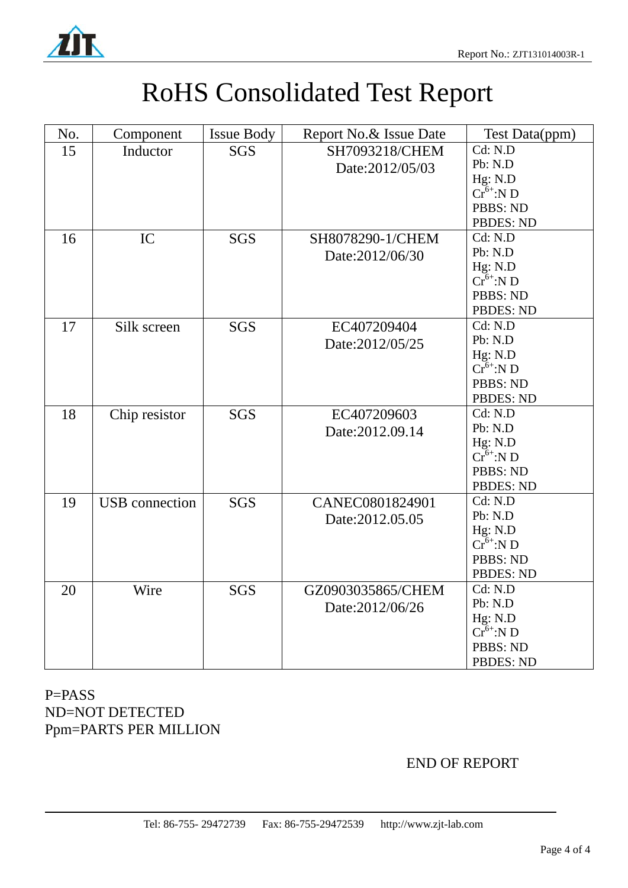# RoHS Consolidated Test Report

| No. | Component | Issue Body | Report No.& Issue Date | Test Data(ppm) |
|---|---|---|---|---|
| 15 | Inductor | SGS | SH7093218/CHEM Date:2012/05/03 | Cd: N.D Pb: N.D Hg: N.D $Cr^{6+}$:N D PBBS: ND PBDES: ND |
| 16 | IC | SGS | SH8078290-1/CHEM Date:2012/06/30 | Cd: N.D Pb: N.D Hg: N.D $Cr^{6+}$:N D PBBS: ND PBDES: ND |
| 17 | Silk screen | SGS | EC407209404 Date:2012/05/25 | Cd: N.D Pb: N.D Hg: N.D $Cr^{6+}$:N D PBBS: ND PBDES: ND |
| 18 | Chip resistor | SGS | EC407209603 Date:2012.09.14 | Cd: N.D Pb: N.D Hg: N.D $Cr^{6+}$:N D PBBS: ND PBDES: ND |
| 19 | USB connection | SGS | CANEC0801824901 Date:2012.05.05 | Cd: N.D Pb: N.D Hg: N.D $Cr^{6+}$:N D PBBS: ND PBDES: ND |
| 20 | Wire | SGS | GZ0903035865/CHEM Date:2012/06/26 | Cd: N.D Pb: N.D Hg: N.D $Cr^{6+}$:N D PBBS: ND PBDES: ND |

P=PASS
ND=NOT DETECTED
Ppm=PARTS PER MILLION

END OF REPORT

Tel: 86-755- 29472739 Fax: 86-755-29472539 http://www.zjt-lab.com